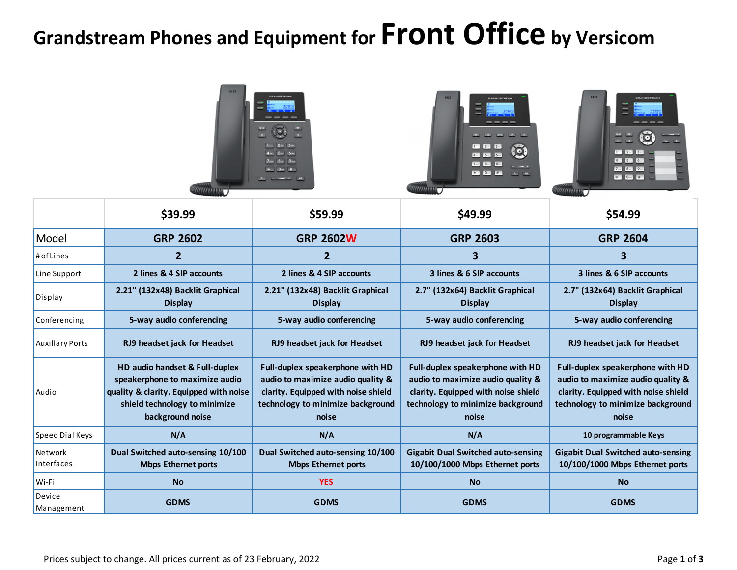# Grandstream Phones and Equipment for Front Office by Versicom

| | $39.99 | $59.99 | $49.99 | $54.99 |
|---|---|---|---|---|
| Model | GRP 2602 | GRP 2602W | GRP 2603 | GRP 2604 |
| # of Lines | 2 | 2 | 3 | 3 |
| Line Support | 2 lines & 4 SIP accounts | 2 lines & 4 SIP accounts | 3 lines & 6 SIP accounts | 3 lines & 6 SIP accounts |
| Display | 2.21" (132x48) Backlit Graphical Display | 2.21" (132x48) Backlit Graphical Display | 2.7" (132x64) Backlit Graphical Display | 2.7" (132x64) Backlit Graphical Display |
| Conferencing | 5-way audio conferencing | 5-way audio conferencing | 5-way audio conferencing | 5-way audio conferencing |
| Auxillary Ports | RJ9 headset jack for Headset | RJ9 headset jack for Headset | RJ9 headset jack for Headset | RJ9 headset jack for Headset |
| Audio | HD audio handset & Full-duplex speakerphone to maximize audio quality & clarity. Equipped with noise shield technology to minimize background noise | Full-duplex speakerphone with HD audio to maximize audio quality & clarity. Equipped with noise shield technology to minimize background noise | Full-duplex speakerphone with HD audio to maximize audio quality & clarity. Equipped with noise shield technology to minimize background noise | Full-duplex speakerphone with HD audio to maximize audio quality & clarity. Equipped with noise shield technology to minimize background noise |
| Speed Dial Keys | N/A | N/A | N/A | 10 programmable Keys |
| Network Interfaces | Dual Switched auto-sensing 10/100 Mbps Ethernet ports | Dual Switched auto-sensing 10/100 Mbps Ethernet ports | Gigabit Dual Switched auto-sensing 10/100/1000 Mbps Ethernet ports | Gigabit Dual Switched auto-sensing 10/100/1000 Mbps Ethernet ports |
| Wi-Fi | No | YES | No | No |
| Device Management | GDMS | GDMS | GDMS | GDMS |

Prices subject to change. All prices current as of 23 February, 2022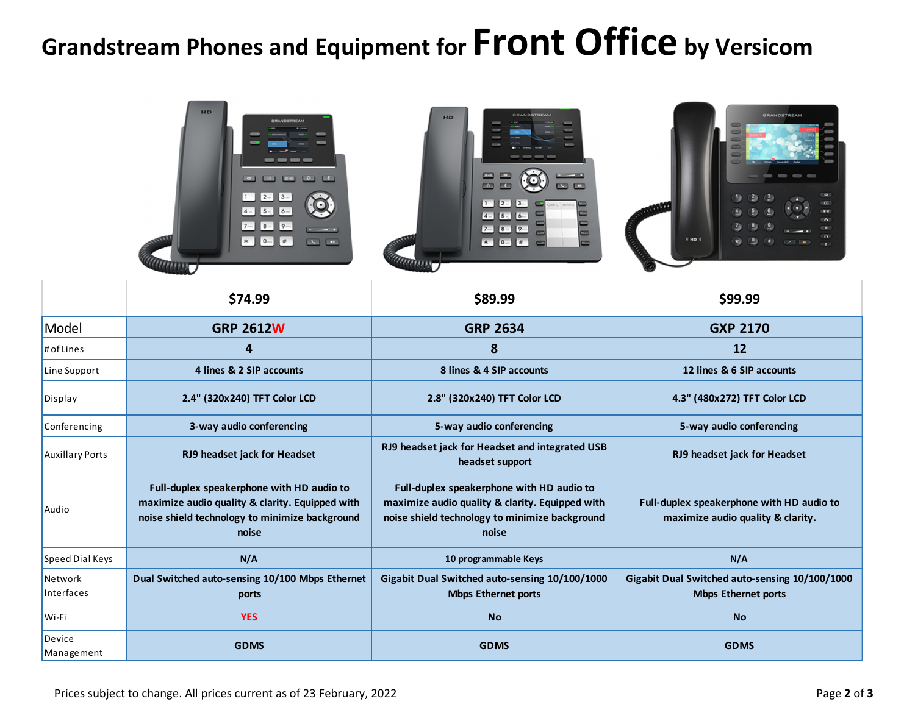# Grandstream Phones and Equipment for Front Office by Versicom

| | $74.99 | $89.99 | $99.99 |
|---|---|---|---|
| Model | GRP 2612W | GRP 2634 | GXP 2170 |
| # of Lines | 4 | 8 | 12 |
| Line Support | 4 lines & 2 SIP accounts | 8 lines & 4 SIP accounts | 12 lines & 6 SIP accounts |
| Display | 2.4" (320x240) TFT Color LCD | 2.8" (320x240) TFT Color LCD | 4.3" (480x272) TFT Color LCD |
| Conferencing | 3-way audio conferencing | 5-way audio conferencing | 5-way audio conferencing |
| Auxillary Ports | RJ9 headset jack for Headset | RJ9 headset jack for Headset and integrated USB headset support | RJ9 headset jack for Headset |
| Audio | Full-duplex speakerphone with HD audio to maximize audio quality & clarity. Equipped with noise shield technology to minimize background noise | Full-duplex speakerphone with HD audio to maximize audio quality & clarity. Equipped with noise shield technology to minimize background noise | Full-duplex speakerphone with HD audio to maximize audio quality & clarity. |
| Speed Dial Keys | N/A | 10 programmable Keys | N/A |
| Network Interfaces | Dual Switched auto-sensing 10/100 Mbps Ethernet ports | Gigabit Dual Switched auto-sensing 10/100/1000 Mbps Ethernet ports | Gigabit Dual Switched auto-sensing 10/100/1000 Mbps Ethernet ports |
| Wi-Fi | YES | No | No |
| Device Management | GDMS | GDMS | GDMS |

Prices subject to change. All prices current as of 23 February, 2022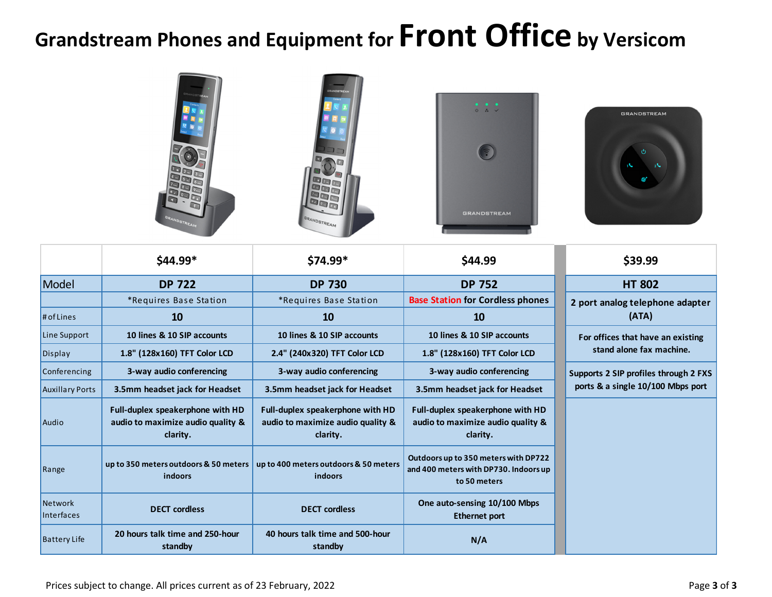# Grandstream Phones and Equipment for Front Office by Versicom

| | | | | |
|---|---|---|---|---|
| | $44.99* | $74.99* | $44.99 | $39.99 |
| Model | DP 722 | DP 730 | DP 752 | HT 802 |
| | *Requires Base Station | *Requires Base Station | Base Station for Cordless phones | 2 port analog telephone adapter (ATA) |
| # of Lines | 10 | 10 | 10 | |
| Line Support | 10 lines & 10 SIP accounts | 10 lines & 10 SIP accounts | 10 lines & 10 SIP accounts | For offices that have an existing stand alone fax machine. |
| Display | 1.8" (128x160) TFT Color LCD | 2.4" (240x320) TFT Color LCD | 1.8" (128x160) TFT Color LCD | |
| Conferencing | 3-way audio conferencing | 3-way audio conferencing | 3-way audio conferencing | Supports 2 SIP profiles through 2 FXS ports & a single 10/100 Mbps port |
| Auxillary Ports | 3.5mm headset jack for Headset | 3.5mm headset jack for Headset | 3.5mm headset jack for Headset | |
| Audio | Full-duplex speakerphone with HD audio to maximize audio quality & clarity. | Full-duplex speakerphone with HD audio to maximize audio quality & clarity. | Full-duplex speakerphone with HD audio to maximize audio quality & clarity. | |
| Range | up to 350 meters outdoors & 50 meters indoors | up to 400 meters outdoors & 50 meters indoors | Outdoors up to 350 meters with DP722 and 400 meters with DP730. Indoors up to 50 meters | |
| Network Interfaces | DECT cordless | DECT cordless | One auto-sensing 10/100 Mbps Ethernet port | |
| Battery Life | 20 hours talk time and 250-hour standby | 40 hours talk time and 500-hour standby | N/A | |

Prices subject to change. All prices current as of 23 February, 2022